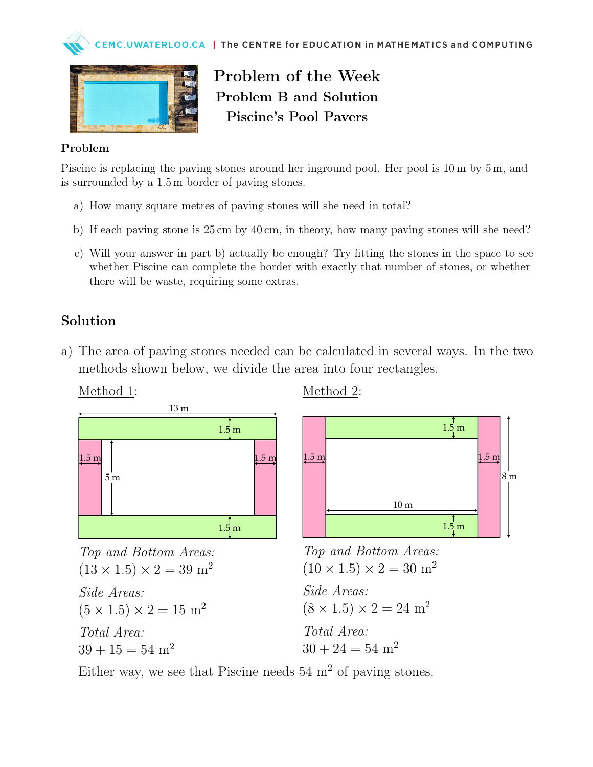# Problem of the Week
## Problem B and Solution
## Piscine's Pool Pavers

### Problem

Piscine is replacing the paving stones around her inground pool. Her pool is 10 m by 5 m, and is surrounded by a 1.5 m border of paving stones.

a) How many square metres of paving stones will she need in total?

b) If each paving stone is 25 cm by 40 cm, in theory, how many paving stones will she need?

c) Will your answer in part b) actually be enough? Try fitting the stones in the space to see whether Piscine can complete the border with exactly that number of stones, or whether there will be waste, requiring some extras.

## Solution

a) The area of paving stones needed can be calculated in several ways. In the two methods shown below, we divide the area into four rectangles.

Method 1:

*Top and Bottom Areas:*
$(13 \times 1.5) \times 2 = 39 \text{ m}^2$

*Side Areas:*
$(5 \times 1.5) \times 2 = 15 \text{ m}^2$

*Total Area:*
$39 + 15 = 54 \text{ m}^2$

Method 2:

*Top and Bottom Areas:*
$(10 \times 1.5) \times 2 = 30 \text{ m}^2$

*Side Areas:*
$(8 \times 1.5) \times 2 = 24 \text{ m}^2$

*Total Area:*
$30 + 24 = 54 \text{ m}^2$

Either way, we see that Piscine needs $54 \text{ m}^2$ of paving stones.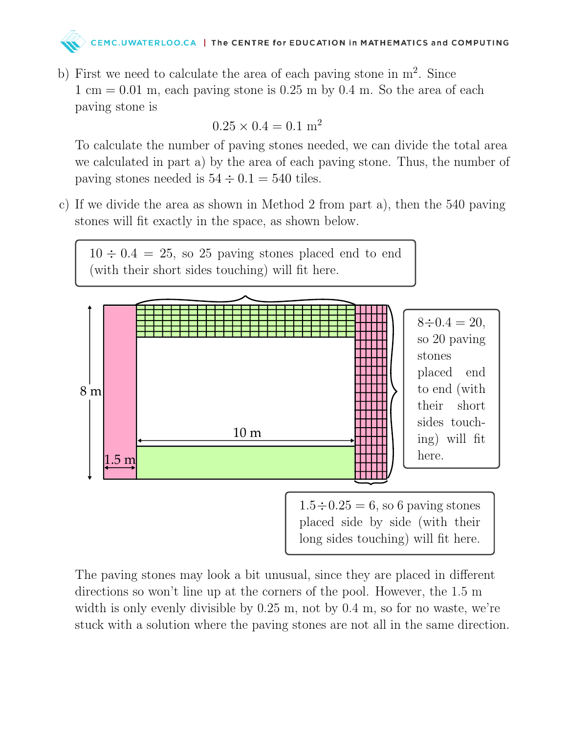b) First we need to calculate the area of each paving stone in $m^2$. Since $1$ cm $= 0.01$ m, each paving stone is $0.25$ m by $0.4$ m. So the area of each paving stone is

$$0.25 \times 0.4 = 0.1 \text{ m}^2$$

To calculate the number of paving stones needed, we can divide the total area we calculated in part a) by the area of each paving stone. Thus, the number of paving stones needed is $54 \div 0.1 = 540$ tiles.

c) If we divide the area as shown in Method 2 from part a), then the 540 paving stones will fit exactly in the space, as shown below.

$10 \div 0.4 = 25$, so 25 paving stones placed end to end (with their short sides touching) will fit here.

8 m

10 m

1.5 m

$8 \div 0.4 = 20$, so 20 paving stones placed end to end (with their short sides touching) will fit here.

$1.5 \div 0.25 = 6$, so 6 paving stones placed side by side (with their long sides touching) will fit here.

The paving stones may look a bit unusual, since they are placed in different directions so won't line up at the corners of the pool. However, the 1.5 m width is only evenly divisible by 0.25 m, not by 0.4 m, so for no waste, we're stuck with a solution where the paving stones are not all in the same direction.